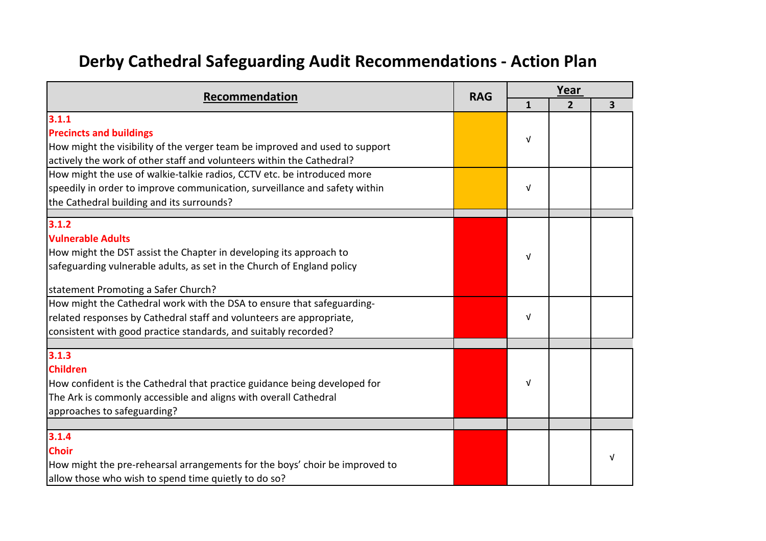# Derby Cathedral Safeguarding Audit Recommendations - Action Plan

| Recommendation | RAG | Year | | |
|---|---|---|---|---|
| | | 1 | 2 | 3 |
| **3.1.1**<br>**Precincts and buildings**<br>How might the visibility of the verger team be improved and used to support actively the work of other staff and volunteers within the Cathedral? | Amber | √ | | |
| How might the use of walkie-talkie radios, CCTV etc. be introduced more speedily in order to improve communication, surveillance and safety within the Cathedral building and its surrounds? | Amber | √ | | |
| | | | | |
| **3.1.2**<br>**Vulnerable Adults**<br>How might the DST assist the Chapter in developing its approach to safeguarding vulnerable adults, as set in the Church of England policy statement Promoting a Safer Church? | Red | √ | | |
| How might the Cathedral work with the DSA to ensure that safeguarding-related responses by Cathedral staff and volunteers are appropriate, consistent with good practice standards, and suitably recorded? | Red | √ | | |
| | | | | |
| **3.1.3**<br>**Children**<br>How confident is the Cathedral that practice guidance being developed for The Ark is commonly accessible and aligns with overall Cathedral approaches to safeguarding? | Red | √ | | |
| | | | | |
| **3.1.4**<br>**Choir**<br>How might the pre-rehearsal arrangements for the boys' choir be improved to allow those who wish to spend time quietly to do so? | Red | | | √ |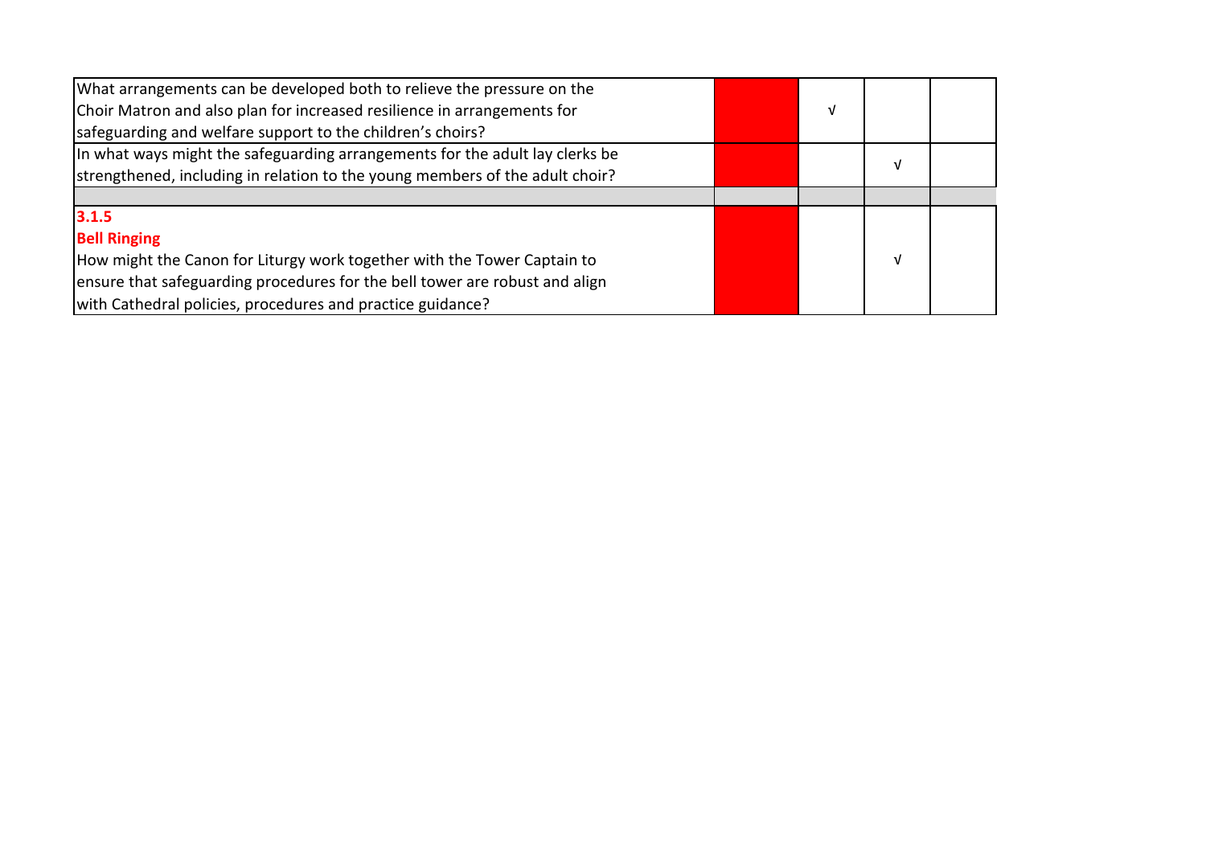| | | | | |
|---|---|---|---|---|
| What arrangements can be developed both to relieve the pressure on the Choir Matron and also plan for increased resilience in arrangements for safeguarding and welfare support to the children's choirs? | | √ | | |
| In what ways might the safeguarding arrangements for the adult lay clerks be strengthened, including in relation to the young members of the adult choir? | | | √ | |
| | | | | |
| **3.1.5**<br>**Bell Ringing**<br>How might the Canon for Liturgy work together with the Tower Captain to ensure that safeguarding procedures for the bell tower are robust and align with Cathedral policies, procedures and practice guidance? | | | √ | |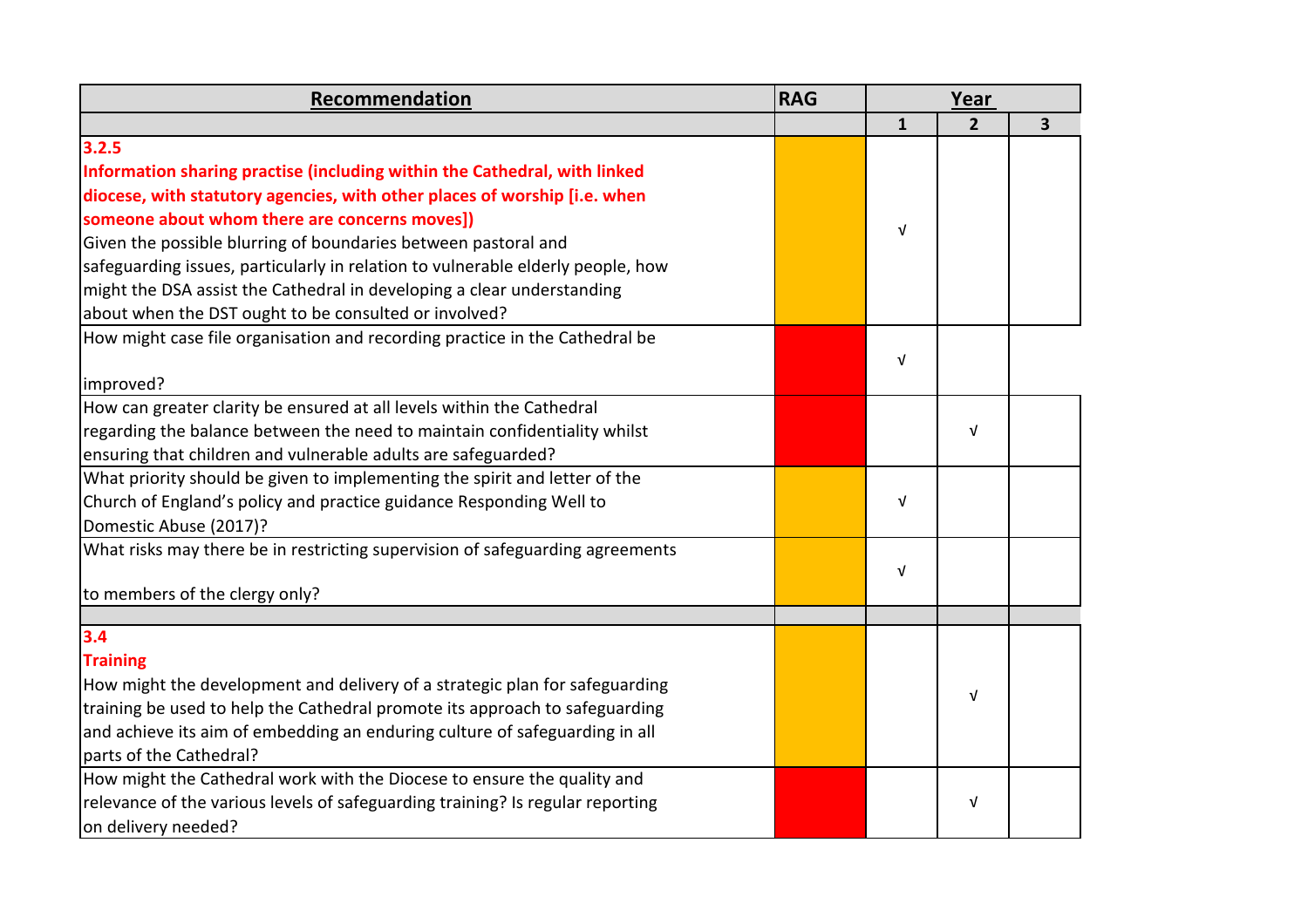| Recommendation | RAG | Year | | |
|---|---|---|---|---|
| | | 1 | 2 | 3 |
| **3.2.5**<br>**Information sharing practise (including within the Cathedral, with linked diocese, with statutory agencies, with other places of worship [i.e. when someone about whom there are concerns moves])**<br>Given the possible blurring of boundaries between pastoral and safeguarding issues, particularly in relation to vulnerable elderly people, how might the DSA assist the Cathedral in developing a clear understanding about when the DST ought to be consulted or involved? | | √ | | |
| How might case file organisation and recording practice in the Cathedral be improved? | | √ | | |
| How can greater clarity be ensured at all levels within the Cathedral regarding the balance between the need to maintain confidentiality whilst ensuring that children and vulnerable adults are safeguarded? | | | √ | |
| What priority should be given to implementing the spirit and letter of the Church of England's policy and practice guidance Responding Well to Domestic Abuse (2017)? | | √ | | |
| What risks may there be in restricting supervision of safeguarding agreements to members of the clergy only? | | √ | | |
| | | | | |
| **3.4**<br>**Training**<br>How might the development and delivery of a strategic plan for safeguarding training be used to help the Cathedral promote its approach to safeguarding and achieve its aim of embedding an enduring culture of safeguarding in all parts of the Cathedral? | | | √ | |
| How might the Cathedral work with the Diocese to ensure the quality and relevance of the various levels of safeguarding training? Is regular reporting on delivery needed? | | | √ | |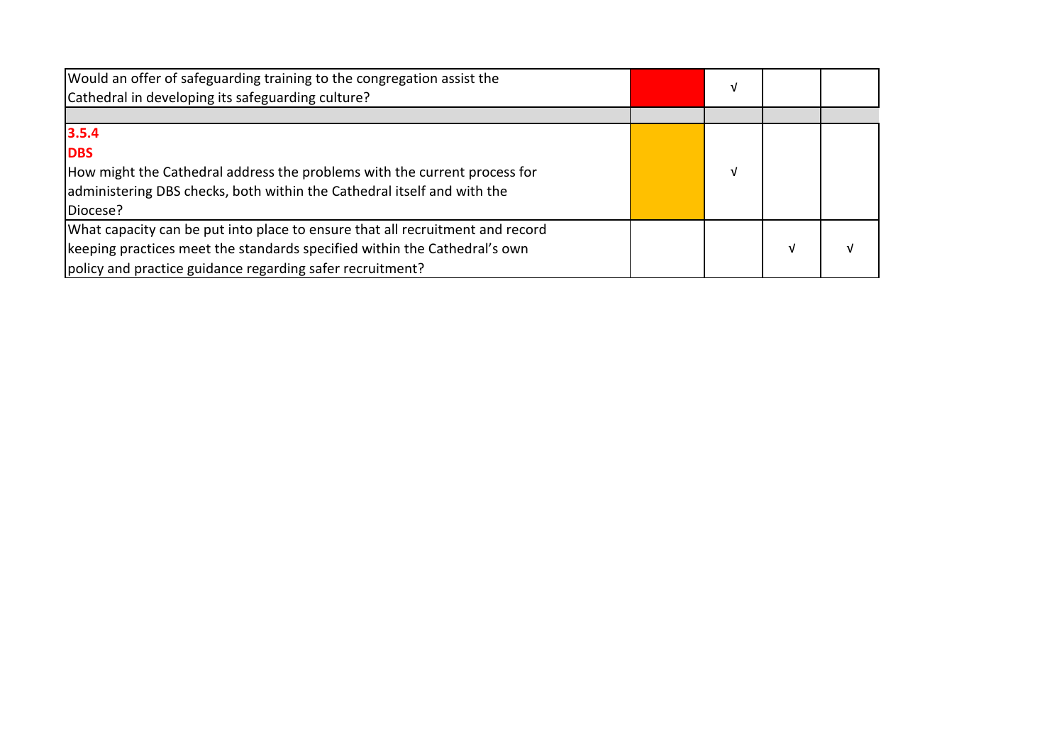| | | | | |
|---|---|---|---|---|
| Would an offer of safeguarding training to the congregation assist the Cathedral in developing its safeguarding culture? | | √ | | |
| | | | | |
| **3.5.4**<br>**DBS**<br>How might the Cathedral address the problems with the current process for administering DBS checks, both within the Cathedral itself and with the Diocese? | | √ | | |
| What capacity can be put into place to ensure that all recruitment and record keeping practices meet the standards specified within the Cathedral's own policy and practice guidance regarding safer recruitment? | | | √ | √ |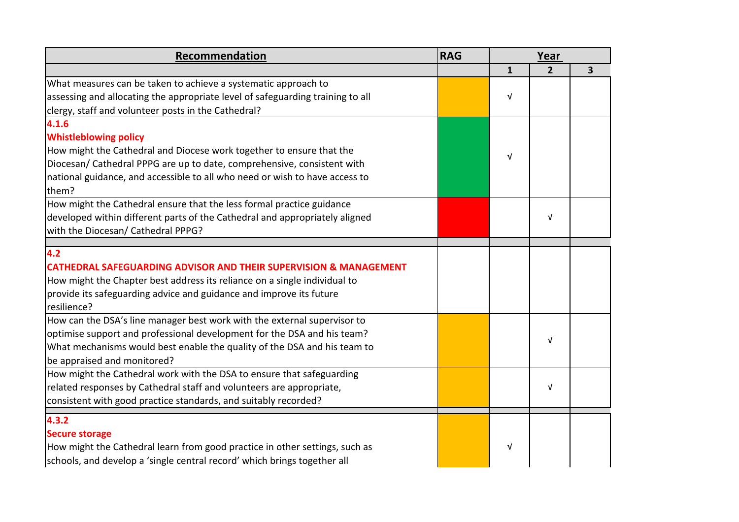| Recommendation | RAG | Year | | |
|---|---|---|---|---|
| | | 1 | 2 | 3 |
| What measures can be taken to achieve a systematic approach to assessing and allocating the appropriate level of safeguarding training to all clergy, staff and volunteer posts in the Cathedral? | | √ | | |
| **4.1.6**<br>**Whistleblowing policy**<br>How might the Cathedral and Diocese work together to ensure that the Diocesan/ Cathedral PPPG are up to date, comprehensive, consistent with national guidance, and accessible to all who need or wish to have access to them? | | √ | | |
| How might the Cathedral ensure that the less formal practice guidance developed within different parts of the Cathedral and appropriately aligned with the Diocesan/ Cathedral PPPG? | | | √ | |
| | | | | |
| **4.2**<br>**CATHEDRAL SAFEGUARDING ADVISOR AND THEIR SUPERVISION & MANAGEMENT**<br>How might the Chapter best address its reliance on a single individual to provide its safeguarding advice and guidance and improve its future resilience? | | | | |
| How can the DSA's line manager best work with the external supervisor to optimise support and professional development for the DSA and his team? What mechanisms would best enable the quality of the DSA and his team to be appraised and monitored? | | | √ | |
| How might the Cathedral work with the DSA to ensure that safeguarding related responses by Cathedral staff and volunteers are appropriate, consistent with good practice standards, and suitably recorded? | | | √ | |
| | | | | |
| **4.3.2**<br>**Secure storage**<br>How might the Cathedral learn from good practice in other settings, such as schools, and develop a 'single central record' which brings together all | | √ | | |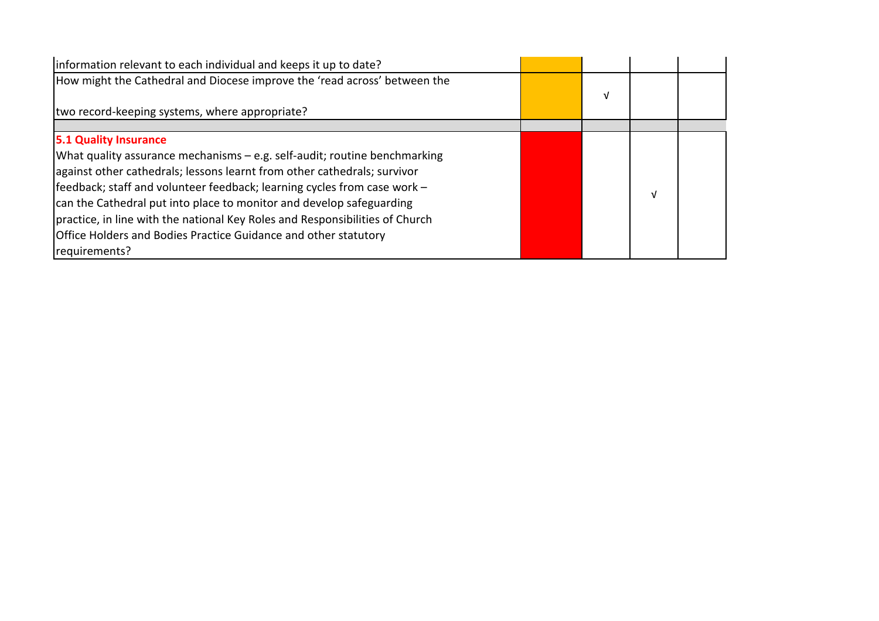| | | | | |
|---|---|---|---|---|
| information relevant to each individual and keeps it up to date? | | | | |
| How might the Cathedral and Diocese improve the 'read across' between the two record-keeping systems, where appropriate? | | √ | | |
| | | | | |
| **5.1 Quality Insurance** What quality assurance mechanisms – e.g. self-audit; routine benchmarking against other cathedrals; lessons learnt from other cathedrals; survivor feedback; staff and volunteer feedback; learning cycles from case work – can the Cathedral put into place to monitor and develop safeguarding practice, in line with the national Key Roles and Responsibilities of Church Office Holders and Bodies Practice Guidance and other statutory requirements? | | | √ | |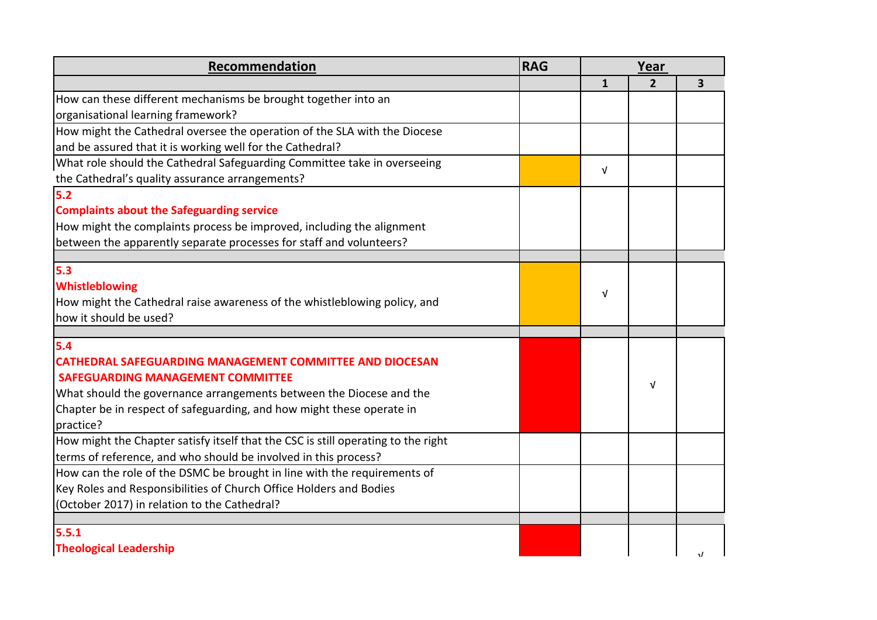| Recommendation | RAG | Year | | |
|---|---|---|---|---|
| | | 1 | 2 | 3 |
| How can these different mechanisms be brought together into an organisational learning framework? | | | | |
| How might the Cathedral oversee the operation of the SLA with the Diocese and be assured that it is working well for the Cathedral? | | | | |
| What role should the Cathedral Safeguarding Committee take in overseeing the Cathedral's quality assurance arrangements? | | √ | | |
| **5.2**<br>**Complaints about the Safeguarding service**<br>How might the complaints process be improved, including the alignment between the apparently separate processes for staff and volunteers? | | | | |
| | | | | |
| **5.3**<br>**Whistleblowing**<br>How might the Cathedral raise awareness of the whistleblowing policy, and how it should be used? | | √ | | |
| | | | | |
| **5.4**<br>**CATHEDRAL SAFEGUARDING MANAGEMENT COMMITTEE AND DIOCESAN SAFEGUARDING MANAGEMENT COMMITTEE**<br>What should the governance arrangements between the Diocese and the Chapter be in respect of safeguarding, and how might these operate in practice? | | | √ | |
| How might the Chapter satisfy itself that the CSC is still operating to the right terms of reference, and who should be involved in this process? | | | | |
| How can the role of the DSMC be brought in line with the requirements of Key Roles and Responsibilities of Church Office Holders and Bodies (October 2017) in relation to the Cathedral? | | | | |
| | | | | |
| **5.5.1**<br>**Theological Leadership** | | | | √ |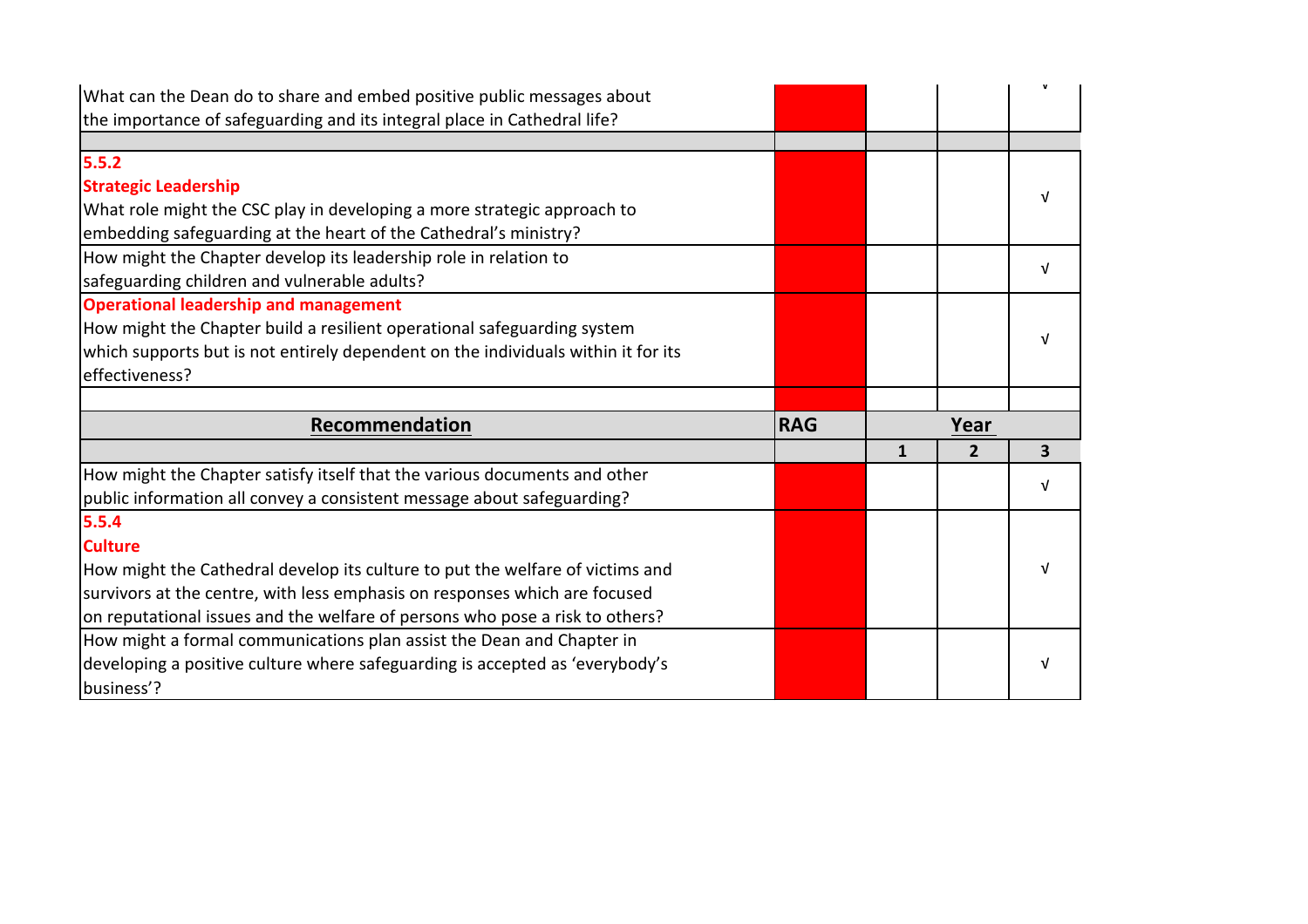| Recommendation | RAG | Year | | |
|---|---|---|---|---|
| | | 1 | 2 | 3 |
| What can the Dean do to share and embed positive public messages about the importance of safeguarding and its integral place in Cathedral life? | | | | √ |
| | | | | |
| **5.5.2** **Strategic Leadership** What role might the CSC play in developing a more strategic approach to embedding safeguarding at the heart of the Cathedral's ministry? | | | | √ |
| How might the Chapter develop its leadership role in relation to safeguarding children and vulnerable adults? | | | | √ |
| **Operational leadership and management** How might the Chapter build a resilient operational safeguarding system which supports but is not entirely dependent on the individuals within it for its effectiveness? | | | | √ |
| | | | | |
| How might the Chapter satisfy itself that the various documents and other public information all convey a consistent message about safeguarding? | | | | √ |
| **5.5.4** **Culture** How might the Cathedral develop its culture to put the welfare of victims and survivors at the centre, with less emphasis on responses which are focused on reputational issues and the welfare of persons who pose a risk to others? | | | | √ |
| How might a formal communications plan assist the Dean and Chapter in developing a positive culture where safeguarding is accepted as 'everybody's business'? | | | | √ |